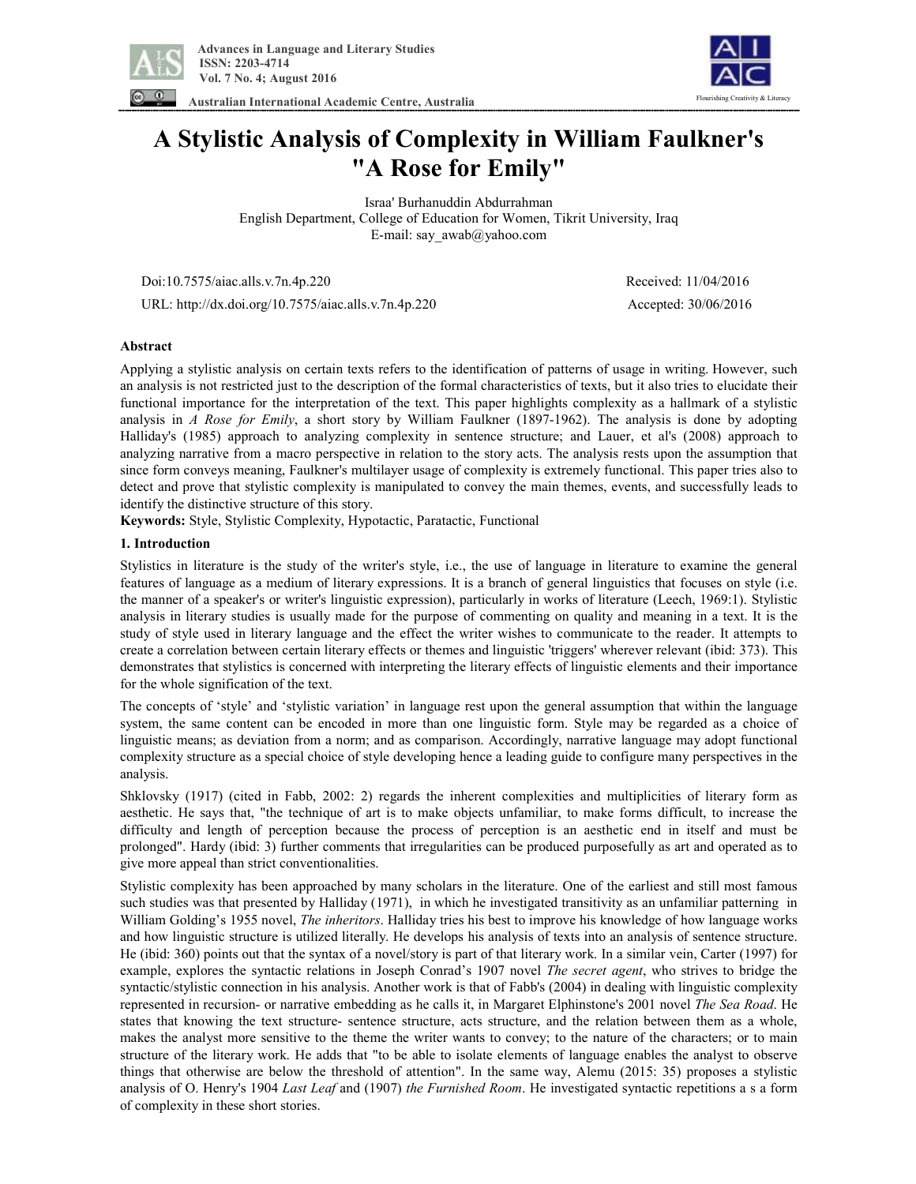# A Stylistic Analysis of Complexity in William Faulkner's "A Rose for Emily"

Israa' Burhanuddin Abdurrahman
English Department, College of Education for Women, Tikrit University, Iraq
E-mail: say_awab@yahoo.com

Doi:10.7575/aiac.alls.v.7n.4p.220 Received: 11/04/2016
URL: http://dx.doi.org/10.7575/aiac.alls.v.7n.4p.220 Accepted: 30/06/2016

## Abstract

Applying a stylistic analysis on certain texts refers to the identification of patterns of usage in writing. However, such an analysis is not restricted just to the description of the formal characteristics of texts, but it also tries to elucidate their functional importance for the interpretation of the text. This paper highlights complexity as a hallmark of a stylistic analysis in *A Rose for Emily*, a short story by William Faulkner (1897-1962). The analysis is done by adopting Halliday's (1985) approach to analyzing complexity in sentence structure; and Lauer, et al's (2008) approach to analyzing narrative from a macro perspective in relation to the story acts. The analysis rests upon the assumption that since form conveys meaning, Faulkner's multilayer usage of complexity is extremely functional. This paper tries also to detect and prove that stylistic complexity is manipulated to convey the main themes, events, and successfully leads to identify the distinctive structure of this story.

**Keywords:** Style, Stylistic Complexity, Hypotactic, Paratactic, Functional

## 1. Introduction

Stylistics in literature is the study of the writer's style, i.e., the use of language in literature to examine the general features of language as a medium of literary expressions. It is a branch of general linguistics that focuses on style (i.e. the manner of a speaker's or writer's linguistic expression), particularly in works of literature (Leech, 1969:1). Stylistic analysis in literary studies is usually made for the purpose of commenting on quality and meaning in a text. It is the study of style used in literary language and the effect the writer wishes to communicate to the reader. It attempts to create a correlation between certain literary effects or themes and linguistic 'triggers' wherever relevant (ibid: 373). This demonstrates that stylistics is concerned with interpreting the literary effects of linguistic elements and their importance for the whole signification of the text.

The concepts of 'style' and 'stylistic variation' in language rest upon the general assumption that within the language system, the same content can be encoded in more than one linguistic form. Style may be regarded as a choice of linguistic means; as deviation from a norm; and as comparison. Accordingly, narrative language may adopt functional complexity structure as a special choice of style developing hence a leading guide to configure many perspectives in the analysis.

Shklovsky (1917) (cited in Fabb, 2002: 2) regards the inherent complexities and multiplicities of literary form as aesthetic. He says that, "the technique of art is to make objects unfamiliar, to make forms difficult, to increase the difficulty and length of perception because the process of perception is an aesthetic end in itself and must be prolonged". Hardy (ibid: 3) further comments that irregularities can be produced purposefully as art and operated as to give more appeal than strict conventionalities.

Stylistic complexity has been approached by many scholars in the literature. One of the earliest and still most famous such studies was that presented by Halliday (1971), in which he investigated transitivity as an unfamiliar patterning in William Golding's 1955 novel, *The inheritors*. Halliday tries his best to improve his knowledge of how language works and how linguistic structure is utilized literally. He develops his analysis of texts into an analysis of sentence structure. He (ibid: 360) points out that the syntax of a novel/story is part of that literary work. In a similar vein, Carter (1997) for example, explores the syntactic relations in Joseph Conrad's 1907 novel *The secret agent*, who strives to bridge the syntactic/stylistic connection in his analysis. Another work is that of Fabb's (2004) in dealing with linguistic complexity represented in recursion- or narrative embedding as he calls it, in Margaret Elphinstone's 2001 novel *The Sea Road*. He states that knowing the text structure- sentence structure, acts structure, and the relation between them as a whole, makes the analyst more sensitive to the theme the writer wants to convey; to the nature of the characters; or to main structure of the literary work. He adds that "to be able to isolate elements of language enables the analyst to observe things that otherwise are below the threshold of attention". In the same way, Alemu (2015: 35) proposes a stylistic analysis of O. Henry's 1904 *Last Leaf* and (1907) *the Furnished Room*. He investigated syntactic repetitions a s a form of complexity in these short stories.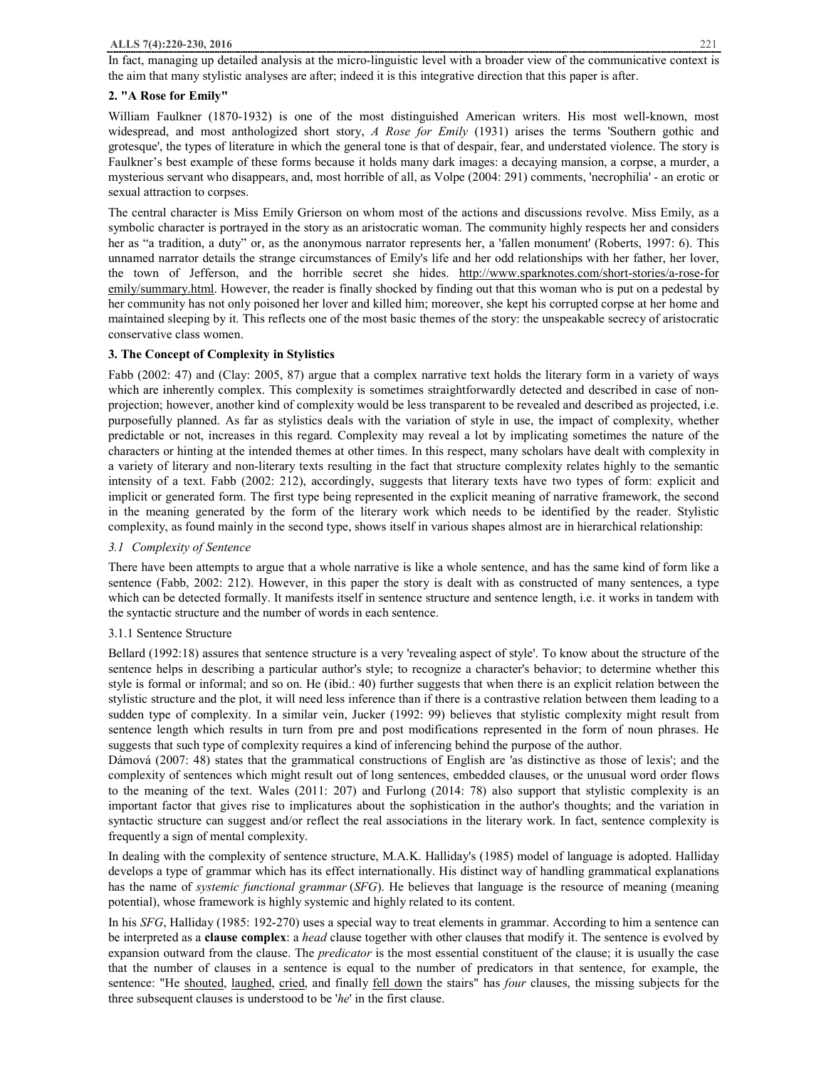In fact, managing up detailed analysis at the micro-linguistic level with a broader view of the communicative context is the aim that many stylistic analyses are after; indeed it is this integrative direction that this paper is after.

## 2. "A Rose for Emily"

William Faulkner (1870-1932) is one of the most distinguished American writers. His most well-known, most widespread, and most anthologized short story, *A Rose for Emily* (1931) arises the terms 'Southern gothic and grotesque', the types of literature in which the general tone is that of despair, fear, and understated violence. The story is Faulkner's best example of these forms because it holds many dark images: a decaying mansion, a corpse, a murder, a mysterious servant who disappears, and, most horrible of all, as Volpe (2004: 291) comments, 'necrophilia' - an erotic or sexual attraction to corpses.

The central character is Miss Emily Grierson on whom most of the actions and discussions revolve. Miss Emily, as a symbolic character is portrayed in the story as an aristocratic woman. The community highly respects her and considers her as "a tradition, a duty" or, as the anonymous narrator represents her, a 'fallen monument' (Roberts, 1997: 6). This unnamed narrator details the strange circumstances of Emily's life and her odd relationships with her father, her lover, the town of Jefferson, and the horrible secret she hides. http://www.sparknotes.com/short-stories/a-rose-for emily/summary.html. However, the reader is finally shocked by finding out that this woman who is put on a pedestal by her community has not only poisoned her lover and killed him; moreover, she kept his corrupted corpse at her home and maintained sleeping by it. This reflects one of the most basic themes of the story: the unspeakable secrecy of aristocratic conservative class women.

## 3. The Concept of Complexity in Stylistics

Fabb (2002: 47) and (Clay: 2005, 87) argue that a complex narrative text holds the literary form in a variety of ways which are inherently complex. This complexity is sometimes straightforwardly detected and described in case of non-projection; however, another kind of complexity would be less transparent to be revealed and described as projected, i.e. purposefully planned. As far as stylistics deals with the variation of style in use, the impact of complexity, whether predictable or not, increases in this regard. Complexity may reveal a lot by implicating sometimes the nature of the characters or hinting at the intended themes at other times. In this respect, many scholars have dealt with complexity in a variety of literary and non-literary texts resulting in the fact that structure complexity relates highly to the semantic intensity of a text. Fabb (2002: 212), accordingly, suggests that literary texts have two types of form: explicit and implicit or generated form. The first type being represented in the explicit meaning of narrative framework, the second in the meaning generated by the form of the literary work which needs to be identified by the reader. Stylistic complexity, as found mainly in the second type, shows itself in various shapes almost are in hierarchical relationship:

### *3.1 Complexity of Sentence*

There have been attempts to argue that a whole narrative is like a whole sentence, and has the same kind of form like a sentence (Fabb, 2002: 212). However, in this paper the story is dealt with as constructed of many sentences, a type which can be detected formally. It manifests itself in sentence structure and sentence length, i.e. it works in tandem with the syntactic structure and the number of words in each sentence.

#### 3.1.1 Sentence Structure

Bellard (1992:18) assures that sentence structure is a very 'revealing aspect of style'. To know about the structure of the sentence helps in describing a particular author's style; to recognize a character's behavior; to determine whether this style is formal or informal; and so on. He (ibid.: 40) further suggests that when there is an explicit relation between the stylistic structure and the plot, it will need less inference than if there is a contrastive relation between them leading to a sudden type of complexity. In a similar vein, Jucker (1992: 99) believes that stylistic complexity might result from sentence length which results in turn from pre and post modifications represented in the form of noun phrases. He suggests that such type of complexity requires a kind of inferencing behind the purpose of the author.

Dámová (2007: 48) states that the grammatical constructions of English are 'as distinctive as those of lexis'; and the complexity of sentences which might result out of long sentences, embedded clauses, or the unusual word order flows to the meaning of the text. Wales (2011: 207) and Furlong (2014: 78) also support that stylistic complexity is an important factor that gives rise to implicatures about the sophistication in the author's thoughts; and the variation in syntactic structure can suggest and/or reflect the real associations in the literary work. In fact, sentence complexity is frequently a sign of mental complexity.

In dealing with the complexity of sentence structure, M.A.K. Halliday's (1985) model of language is adopted. Halliday develops a type of grammar which has its effect internationally. His distinct way of handling grammatical explanations has the name of *systemic functional grammar* (*SFG*). He believes that language is the resource of meaning (meaning potential), whose framework is highly systemic and highly related to its content.

In his *SFG*, Halliday (1985: 192-270) uses a special way to treat elements in grammar. According to him a sentence can be interpreted as a **clause complex**: a *head* clause together with other clauses that modify it. The sentence is evolved by expansion outward from the clause. The *predicator* is the most essential constituent of the clause; it is usually the case that the number of clauses in a sentence is equal to the number of predicators in that sentence, for example, the sentence: "He shouted, laughed, cried, and finally fell down the stairs" has *four* clauses, the missing subjects for the three subsequent clauses is understood to be '*he*' in the first clause.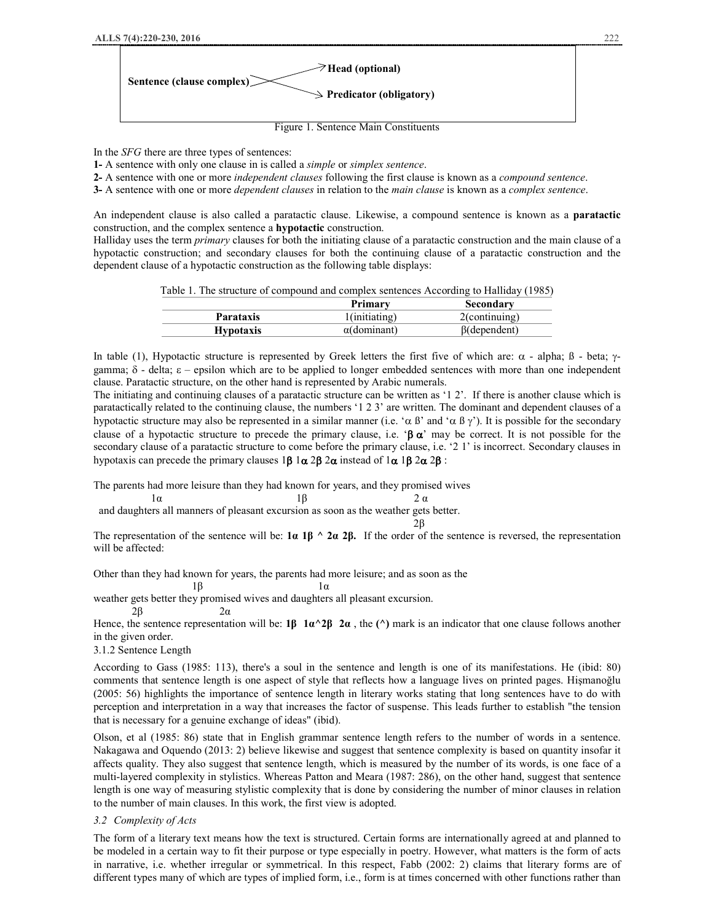Sentence (clause complex) → Head (optional)

Sentence (clause complex) → Predicator (obligatory)

Figure 1. Sentence Main Constituents

In the *SFG* there are three types of sentences:

**1-** A sentence with only one clause in is called a *simple* or *simplex sentence*.

**2-** A sentence with one or more *independent clauses* following the first clause is known as a *compound sentence*.

**3-** A sentence with one or more *dependent clauses* in relation to the *main clause* is known as a *complex sentence*.

An independent clause is also called a paratactic clause. Likewise, a compound sentence is known as a **paratactic** construction, and the complex sentence a **hypotactic** construction.

Halliday uses the term *primary* clauses for both the initiating clause of a paratactic construction and the main clause of a hypotactic construction; and secondary clauses for both the continuing clause of a paratactic construction and the dependent clause of a hypotactic construction as the following table displays:

Table 1. The structure of compound and complex sentences According to Halliday (1985)

| | Primary | Secondary |
|---|---|---|
| **Parataxis** | 1(initiating) | 2(continuing) |
| **Hypotaxis** | α(dominant) | β(dependent) |

In table (1), Hypotactic structure is represented by Greek letters the first five of which are: α - alpha; ß - beta; γ- gamma; δ - delta; ε – epsilon which are to be applied to longer embedded sentences with more than one independent clause. Paratactic structure, on the other hand is represented by Arabic numerals.

The initiating and continuing clauses of a paratactic structure can be written as '1 2'. If there is another clause which is paratactically related to the continuing clause, the numbers '1 2 3' are written. The dominant and dependent clauses of a hypotactic structure may also be represented in a similar manner (i.e. 'α ß' and 'α ß γ'). It is possible for the secondary clause of a hypotactic structure to precede the primary clause, i.e. '**β α**' may be correct. It is not possible for the secondary clause of a paratactic structure to come before the primary clause, i.e. '2 1' is incorrect. Secondary clauses in hypotaxis can precede the primary clauses 1**β** 1**α** 2**β** 2**α** instead of 1**α** 1**β** 2**α** 2**β** :

The parents had more leisure than they had known for years, and they promised wives
1α 1β 2 α
and daughters all manners of pleasant excursion as soon as the weather gets better.
2β

The representation of the sentence will be: **1α 1β ^ 2α 2β.** If the order of the sentence is reversed, the representation will be affected:

Other than they had known for years, the parents had more leisure; and as soon as the
1β 1α
weather gets better they promised wives and daughters all pleasant excursion.
2β 2α

Hence, the sentence representation will be: **1β 1α^2β 2α** , the **(^)** mark is an indicator that one clause follows another in the given order.

3.1.2 Sentence Length

According to Gass (1985: 113), there's a soul in the sentence and length is one of its manifestations. He (ibid: 80) comments that sentence length is one aspect of style that reflects how a language lives on printed pages. Hişmanoğlu (2005: 56) highlights the importance of sentence length in literary works stating that long sentences have to do with perception and interpretation in a way that increases the factor of suspense. This leads further to establish "the tension that is necessary for a genuine exchange of ideas" (ibid).

Olson, et al (1985: 86) state that in English grammar sentence length refers to the number of words in a sentence. Nakagawa and Oquendo (2013: 2) believe likewise and suggest that sentence complexity is based on quantity insofar it affects quality. They also suggest that sentence length, which is measured by the number of its words, is one face of a multi-layered complexity in stylistics. Whereas Patton and Meara (1987: 286), on the other hand, suggest that sentence length is one way of measuring stylistic complexity that is done by considering the number of minor clauses in relation to the number of main clauses. In this work, the first view is adopted.

### *3.2 Complexity of Acts*

The form of a literary text means how the text is structured. Certain forms are internationally agreed at and planned to be modeled in a certain way to fit their purpose or type especially in poetry. However, what matters is the form of acts in narrative, i.e. whether irregular or symmetrical. In this respect, Fabb (2002: 2) claims that literary forms are of different types many of which are types of implied form, i.e., form is at times concerned with other functions rather than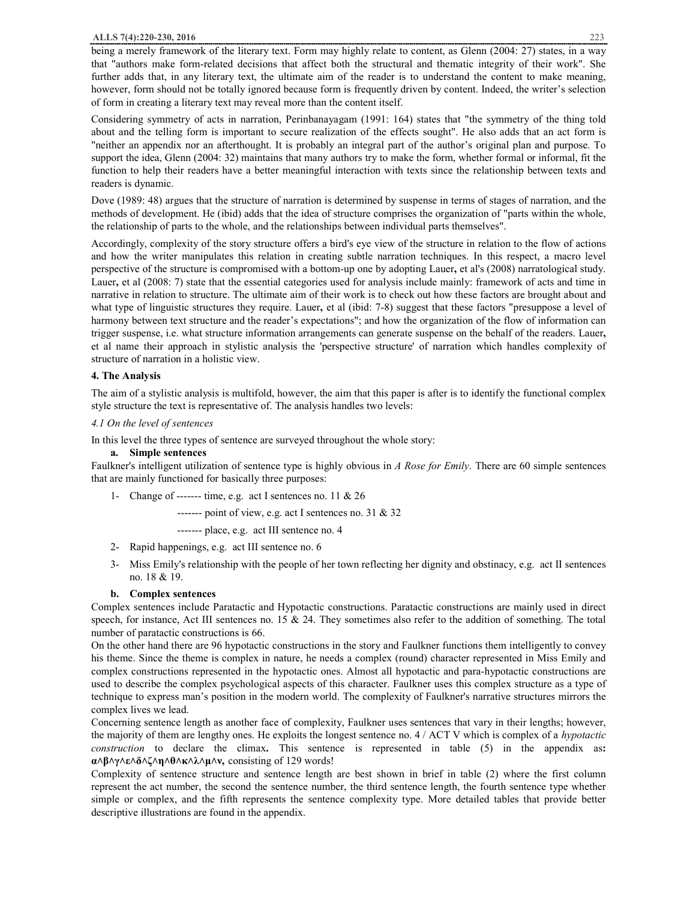being a merely framework of the literary text. Form may highly relate to content, as Glenn (2004: 27) states, in a way that "authors make form-related decisions that affect both the structural and thematic integrity of their work". She further adds that, in any literary text, the ultimate aim of the reader is to understand the content to make meaning, however, form should not be totally ignored because form is frequently driven by content. Indeed, the writer's selection of form in creating a literary text may reveal more than the content itself.

Considering symmetry of acts in narration, Perinbanayagam (1991: 164) states that "the symmetry of the thing told about and the telling form is important to secure realization of the effects sought". He also adds that an act form is "neither an appendix nor an afterthought. It is probably an integral part of the author's original plan and purpose. To support the idea, Glenn (2004: 32) maintains that many authors try to make the form, whether formal or informal, fit the function to help their readers have a better meaningful interaction with texts since the relationship between texts and readers is dynamic.

Dove (1989: 48) argues that the structure of narration is determined by suspense in terms of stages of narration, and the methods of development. He (ibid) adds that the idea of structure comprises the organization of "parts within the whole, the relationship of parts to the whole, and the relationships between individual parts themselves".

Accordingly, complexity of the story structure offers a bird's eye view of the structure in relation to the flow of actions and how the writer manipulates this relation in creating subtle narration techniques. In this respect, a macro level perspective of the structure is compromised with a bottom-up one by adopting Lauer**,** et al's (2008) narratological study. Lauer**,** et al (2008: 7) state that the essential categories used for analysis include mainly: framework of acts and time in narrative in relation to structure. The ultimate aim of their work is to check out how these factors are brought about and what type of linguistic structures they require. Lauer**,** et al (ibid: 7-8) suggest that these factors "presuppose a level of harmony between text structure and the reader's expectations"; and how the organization of the flow of information can trigger suspense, i.e. what structure information arrangements can generate suspense on the behalf of the readers. Lauer**,** et al name their approach in stylistic analysis the 'perspective structure' of narration which handles complexity of structure of narration in a holistic view.

### 4. The Analysis

The aim of a stylistic analysis is multifold, however, the aim that this paper is after is to identify the functional complex style structure the text is representative of. The analysis handles two levels:

#### *4.1 On the level of sentences*

In this level the three types of sentence are surveyed throughout the whole story:

**a. Simple sentences**

Faulkner's intelligent utilization of sentence type is highly obvious in *A Rose for Emily*. There are 60 simple sentences that are mainly functioned for basically three purposes:

1- Change of ------- time, e.g. act I sentences no. 11 & 26

------- point of view, e.g. act I sentences no. 31 & 32

------- place, e.g. act III sentence no. 4

2- Rapid happenings, e.g. act III sentence no. 6

3- Miss Emily's relationship with the people of her town reflecting her dignity and obstinacy, e.g. act II sentences no. 18 & 19.

**b. Complex sentences**

Complex sentences include Paratactic and Hypotactic constructions. Paratactic constructions are mainly used in direct speech, for instance, Act III sentences no. 15 & 24. They sometimes also refer to the addition of something. The total number of paratactic constructions is 66.

On the other hand there are 96 hypotactic constructions in the story and Faulkner functions them intelligently to convey his theme. Since the theme is complex in nature, he needs a complex (round) character represented in Miss Emily and complex constructions represented in the hypotactic ones. Almost all hypotactic and para-hypotactic constructions are used to describe the complex psychological aspects of this character. Faulkner uses this complex structure as a type of technique to express man's position in the modern world. The complexity of Faulkner's narrative structures mirrors the complex lives we lead.

Concerning sentence length as another face of complexity, Faulkner uses sentences that vary in their lengths; however, the majority of them are lengthy ones. He exploits the longest sentence no. 4 / ACT V which is complex of a *hypotactic construction* to declare the climax**.** This sentence is represented in table (5) in the appendix as**:** **α^β^γ^ε^δ^ζ^η^θ^κ^λ^μ^ν,** consisting of 129 words!

Complexity of sentence structure and sentence length are best shown in brief in table (2) where the first column represent the act number, the second the sentence number, the third sentence length, the fourth sentence type whether simple or complex, and the fifth represents the sentence complexity type. More detailed tables that provide better descriptive illustrations are found in the appendix.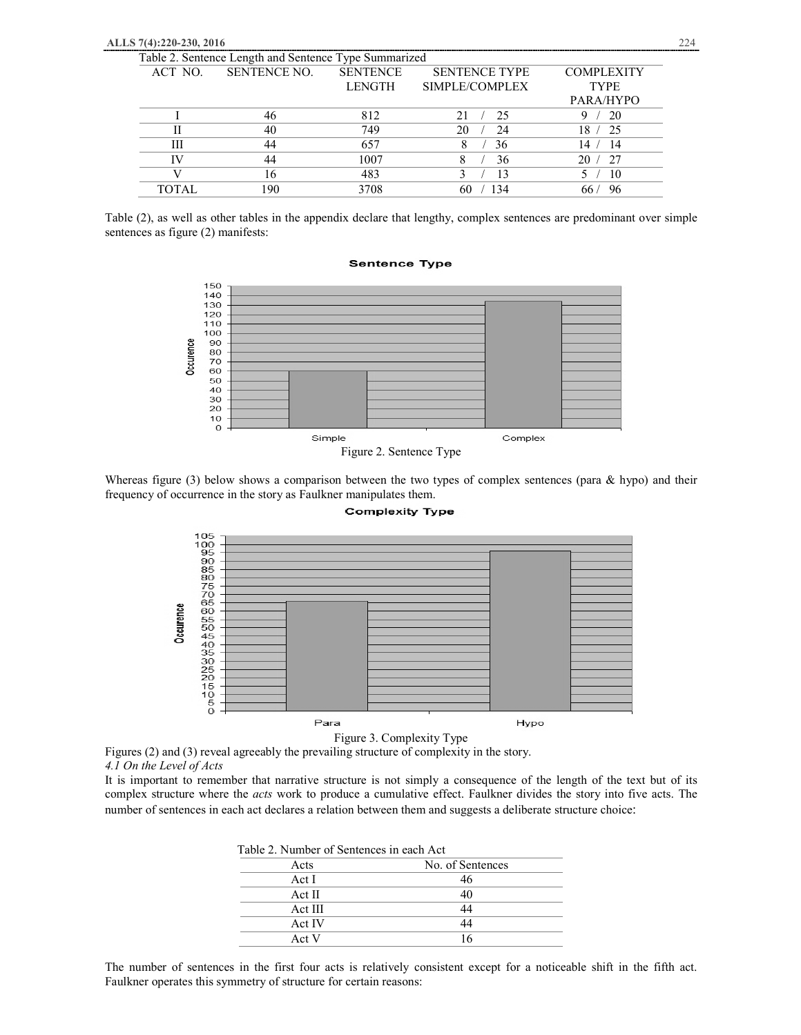Table 2. Sentence Length and Sentence Type Summarized

| ACT NO. | SENTENCE NO. | SENTENCE LENGTH | SENTENCE TYPE SIMPLE/COMPLEX | COMPLEXITY TYPE PARA/HYPO |
|---|---|---|---|---|
| I | 46 | 812 | 21 / 25 | 9 / 20 |
| II | 40 | 749 | 20 / 24 | 18 / 25 |
| III | 44 | 657 | 8 / 36 | 14 / 14 |
| IV | 44 | 1007 | 8 / 36 | 20 / 27 |
| V | 16 | 483 | 3 / 13 | 5 / 10 |
| TOTAL | 190 | 3708 | 60 / 134 | 66 / 96 |

Table (2), as well as other tables in the appendix declare that lengthy, complex sentences are predominant over simple sentences as figure (2) manifests:

Figure 2. Sentence Type

Whereas figure (3) below shows a comparison between the two types of complex sentences (para & hypo) and their frequency of occurrence in the story as Faulkner manipulates them.

Figure 3. Complexity Type

Figures (2) and (3) reveal agreeably the prevailing structure of complexity in the story.

*4.1 On the Level of Acts*

It is important to remember that narrative structure is not simply a consequence of the length of the text but of its complex structure where the *acts* work to produce a cumulative effect. Faulkner divides the story into five acts. The number of sentences in each act declares a relation between them and suggests a deliberate structure choice:

Table 2. Number of Sentences in each Act

| Acts | No. of Sentences |
|---|---|
| Act I | 46 |
| Act II | 40 |
| Act III | 44 |
| Act IV | 44 |
| Act V | 16 |

The number of sentences in the first four acts is relatively consistent except for a noticeable shift in the fifth act. Faulkner operates this symmetry of structure for certain reasons: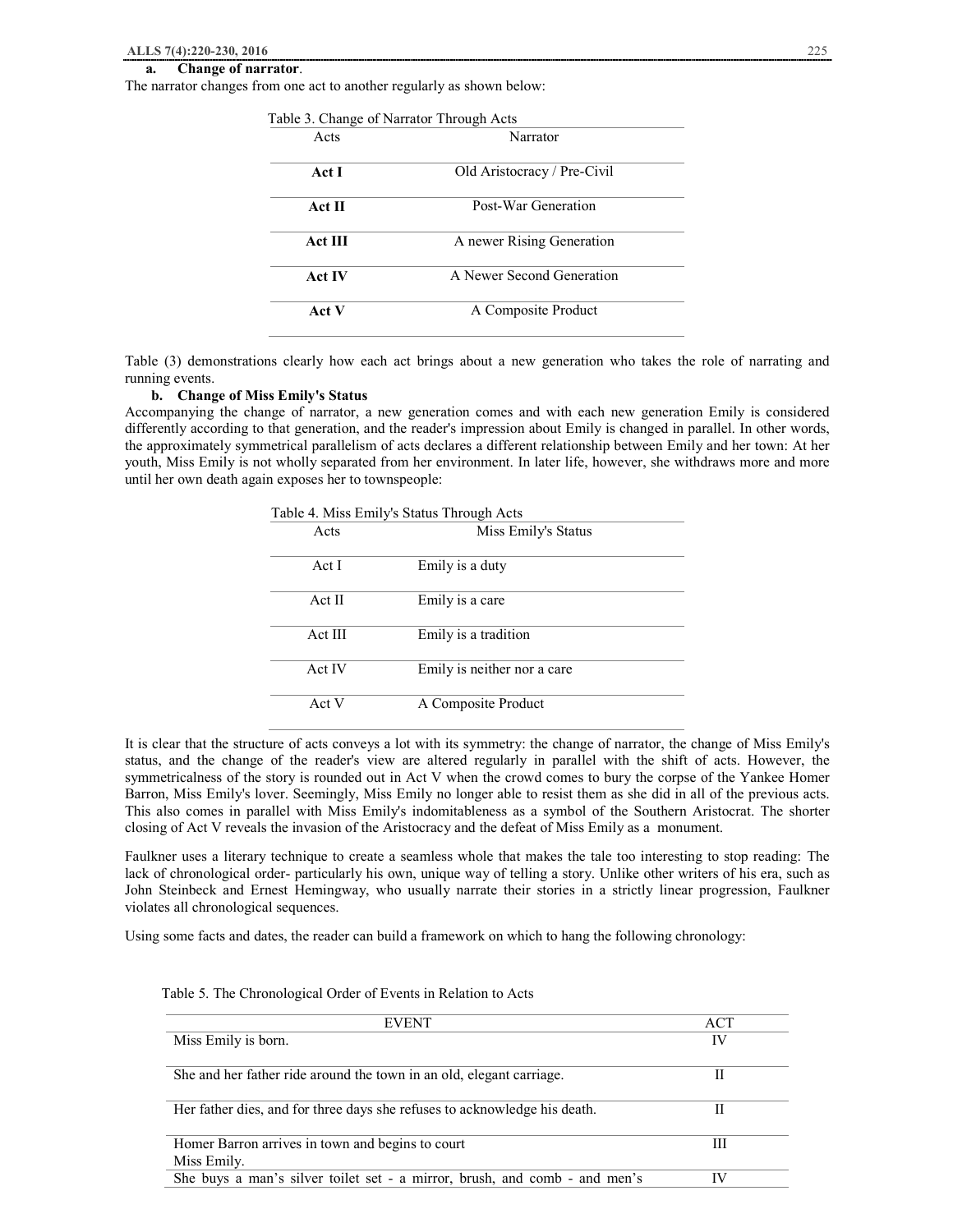**a. Change of narrator**.

The narrator changes from one act to another regularly as shown below:

Table 3. Change of Narrator Through Acts

| Acts | Narrator |
|---|---|
| **Act I** | Old Aristocracy / Pre-Civil |
| **Act II** | Post-War Generation |
| **Act III** | A newer Rising Generation |
| **Act IV** | A Newer Second Generation |
| **Act V** | A Composite Product |

Table (3) demonstrations clearly how each act brings about a new generation who takes the role of narrating and running events.

**b. Change of Miss Emily's Status**

Accompanying the change of narrator, a new generation comes and with each new generation Emily is considered differently according to that generation, and the reader's impression about Emily is changed in parallel. In other words, the approximately symmetrical parallelism of acts declares a different relationship between Emily and her town: At her youth, Miss Emily is not wholly separated from her environment. In later life, however, she withdraws more and more until her own death again exposes her to townspeople:

Table 4. Miss Emily's Status Through Acts

| Acts | Miss Emily's Status |
|---|---|
| Act I | Emily is a duty |
| Act II | Emily is a care |
| Act III | Emily is a tradition |
| Act IV | Emily is neither nor a care |
| Act V | A Composite Product |

It is clear that the structure of acts conveys a lot with its symmetry: the change of narrator, the change of Miss Emily's status, and the change of the reader's view are altered regularly in parallel with the shift of acts. However, the symmetricalness of the story is rounded out in Act V when the crowd comes to bury the corpse of the Yankee Homer Barron, Miss Emily's lover. Seemingly, Miss Emily no longer able to resist them as she did in all of the previous acts. This also comes in parallel with Miss Emily's indomitableness as a symbol of the Southern Aristocrat. The shorter closing of Act V reveals the invasion of the Aristocracy and the defeat of Miss Emily as a monument.

Faulkner uses a literary technique to create a seamless whole that makes the tale too interesting to stop reading: The lack of chronological order- particularly his own, unique way of telling a story. Unlike other writers of his era, such as John Steinbeck and Ernest Hemingway, who usually narrate their stories in a strictly linear progression, Faulkner violates all chronological sequences.

Using some facts and dates, the reader can build a framework on which to hang the following chronology:

Table 5. The Chronological Order of Events in Relation to Acts

| EVENT | ACT |
|---|---|
| Miss Emily is born. | IV |
| She and her father ride around the town in an old, elegant carriage. | II |
| Her father dies, and for three days she refuses to acknowledge his death. | II |
| Homer Barron arrives in town and begins to court Miss Emily. | III |
| She buys a man's silver toilet set - a mirror, brush, and comb - and men's | IV |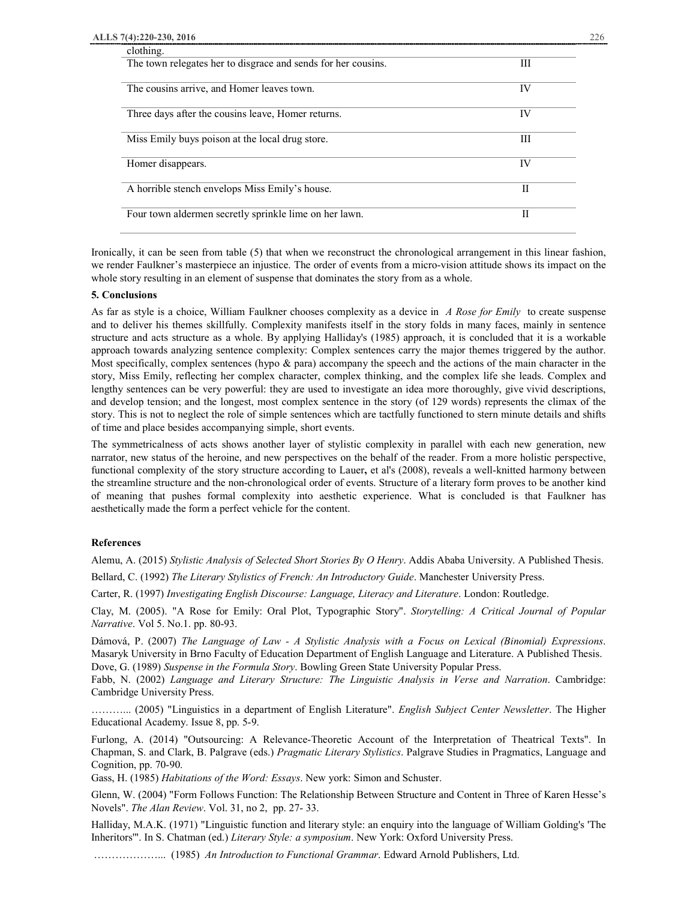| | |
|---|---|
| clothing. | |
| The town relegates her to disgrace and sends for her cousins. | III |
| The cousins arrive, and Homer leaves town. | IV |
| Three days after the cousins leave, Homer returns. | IV |
| Miss Emily buys poison at the local drug store. | III |
| Homer disappears. | IV |
| A horrible stench envelops Miss Emily's house. | II |
| Four town aldermen secretly sprinkle lime on her lawn. | II |

Ironically, it can be seen from table (5) that when we reconstruct the chronological arrangement in this linear fashion, we render Faulkner's masterpiece an injustice. The order of events from a micro-vision attitude shows its impact on the whole story resulting in an element of suspense that dominates the story from as a whole.

**5. Conclusions**

As far as style is a choice, William Faulkner chooses complexity as a device in *A Rose for Emily* to create suspense and to deliver his themes skillfully. Complexity manifests itself in the story folds in many faces, mainly in sentence structure and acts structure as a whole. By applying Halliday's (1985) approach, it is concluded that it is a workable approach towards analyzing sentence complexity: Complex sentences carry the major themes triggered by the author. Most specifically, complex sentences (hypo & para) accompany the speech and the actions of the main character in the story, Miss Emily, reflecting her complex character, complex thinking, and the complex life she leads. Complex and lengthy sentences can be very powerful: they are used to investigate an idea more thoroughly, give vivid descriptions, and develop tension; and the longest, most complex sentence in the story (of 129 words) represents the climax of the story. This is not to neglect the role of simple sentences which are tactfully functioned to stern minute details and shifts of time and place besides accompanying simple, short events.

The symmetricalness of acts shows another layer of stylistic complexity in parallel with each new generation, new narrator, new status of the heroine, and new perspectives on the behalf of the reader. From a more holistic perspective, functional complexity of the story structure according to Lauer**,** et al's (2008), reveals a well-knitted harmony between the streamline structure and the non-chronological order of events. Structure of a literary form proves to be another kind of meaning that pushes formal complexity into aesthetic experience. What is concluded is that Faulkner has aesthetically made the form a perfect vehicle for the content.

**References**

Alemu, A. (2015) *Stylistic Analysis of Selected Short Stories By O Henry*. Addis Ababa University. A Published Thesis.

Bellard, C. (1992) *The Literary Stylistics of French: An Introductory Guide*. Manchester University Press.

Carter, R. (1997) *Investigating English Discourse: Language, Literacy and Literature*. London: Routledge.

Clay, M. (2005). "A Rose for Emily: Oral Plot, Typographic Story". *Storytelling: A Critical Journal of Popular Narrative*. Vol 5. No.1. pp. 80-93.

Dámová, P. (2007) *The Language of Law - A Stylistic Analysis with a Focus on Lexical (Binomial) Expressions*. Masaryk University in Brno Faculty of Education Department of English Language and Literature. A Published Thesis.

Dove, G. (1989) *Suspense in the Formula Story*. Bowling Green State University Popular Press.

Fabb, N. (2002) *Language and Literary Structure: The Linguistic Analysis in Verse and Narration*. Cambridge: Cambridge University Press.

……….. (2005) "Linguistics in a department of English Literature". *English Subject Center Newsletter*. The Higher Educational Academy. Issue 8, pp. 5-9.

Furlong, A. (2014) "Outsourcing: A Relevance-Theoretic Account of the Interpretation of Theatrical Texts". In Chapman, S. and Clark, B. Palgrave (eds.) *Pragmatic Literary Stylistics*. Palgrave Studies in Pragmatics, Language and Cognition, pp. 70-90.

Gass, H. (1985) *Habitations of the Word: Essays*. New york: Simon and Schuster.

Glenn, W. (2004) "Form Follows Function: The Relationship Between Structure and Content in Three of Karen Hesse's Novels". *The Alan Review*. Vol. 31, no 2, pp. 27- 33.

Halliday, M.A.K. (1971) "Linguistic function and literary style: an enquiry into the language of William Golding's 'The Inheritors'". In S. Chatman (ed.) *Literary Style: a symposium*. New York: Oxford University Press.

……………….. (1985) *An Introduction to Functional Grammar*. Edward Arnold Publishers, Ltd.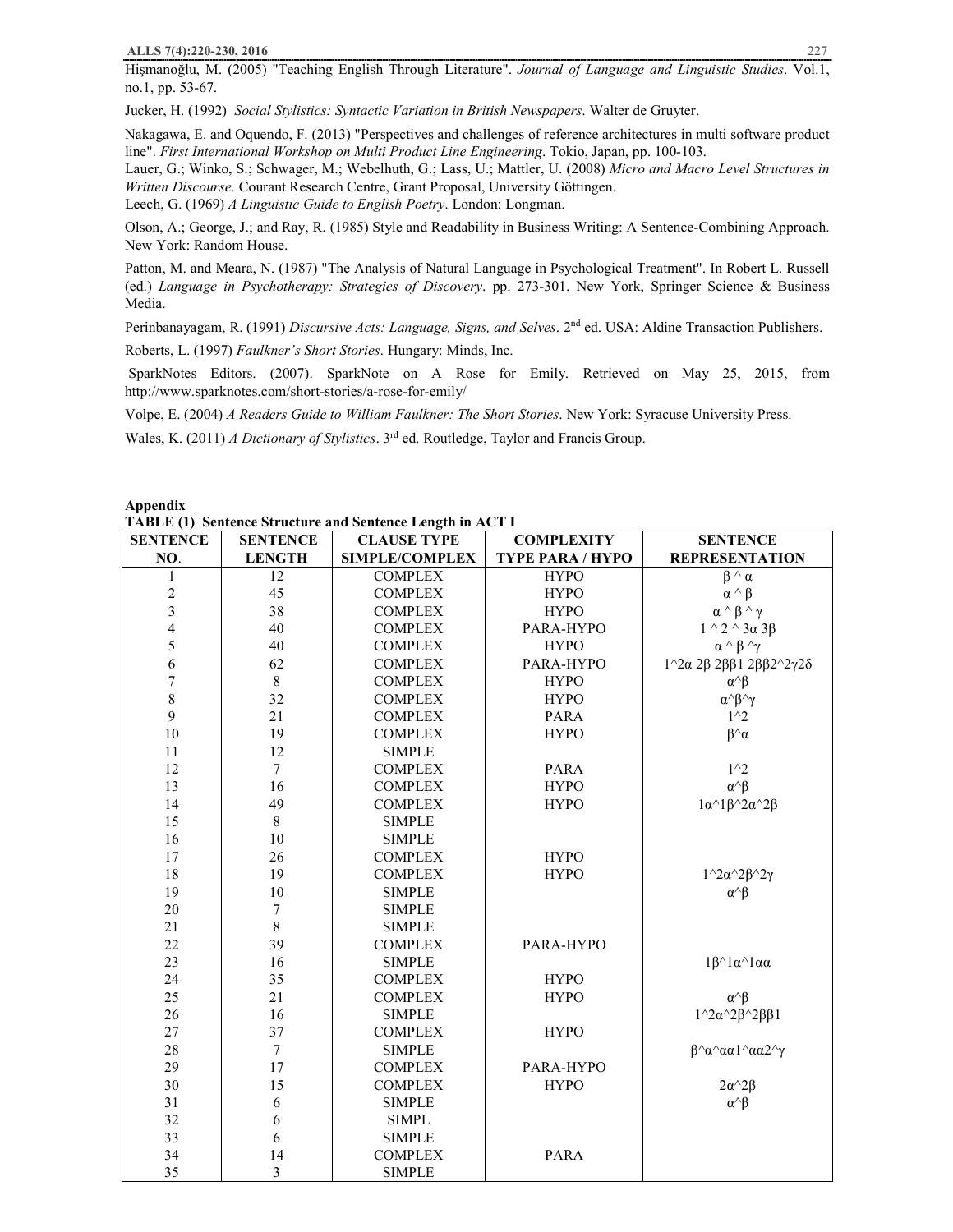Hişmanoğlu, M. (2005) "Teaching English Through Literature". *Journal of Language and Linguistic Studies*. Vol.1, no.1, pp. 53-67.

Jucker, H. (1992) *Social Stylistics: Syntactic Variation in British Newspapers*. Walter de Gruyter.

Nakagawa, E. and Oquendo, F. (2013) "Perspectives and challenges of reference architectures in multi software product line". *First International Workshop on Multi Product Line Engineering*. Tokio, Japan, pp. 100-103.

Lauer, G.; Winko, S.; Schwager, M.; Webelhuth, G.; Lass, U.; Mattler, U. (2008) *Micro and Macro Level Structures in Written Discourse.* Courant Research Centre, Grant Proposal, University Göttingen.

Leech, G. (1969) *A Linguistic Guide to English Poetry*. London: Longman.

Olson, A.; George, J.; and Ray, R. (1985) Style and Readability in Business Writing: A Sentence-Combining Approach. New York: Random House.

Patton, M. and Meara, N. (1987) "The Analysis of Natural Language in Psychological Treatment". In Robert L. Russell (ed.) *Language in Psychotherapy: Strategies of Discovery*. pp. 273-301. New York, Springer Science & Business Media.

Perinbanayagam, R. (1991) *Discursive Acts: Language, Signs, and Selves*. 2nd ed. USA: Aldine Transaction Publishers.

Roberts, L. (1997) *Faulkner's Short Stories*. Hungary: Minds, Inc.

SparkNotes Editors. (2007). SparkNote on A Rose for Emily. Retrieved on May 25, 2015, from http://www.sparknotes.com/short-stories/a-rose-for-emily/

Volpe, E. (2004) *A Readers Guide to William Faulkner: The Short Stories*. New York: Syracuse University Press.

Wales, K. (2011) *A Dictionary of Stylistics*. 3rd ed. Routledge, Taylor and Francis Group.

## Appendix

**TABLE (1) Sentence Structure and Sentence Length in ACT I**

| SENTENCE NO. | SENTENCE LENGTH | CLAUSE TYPE SIMPLE/COMPLEX | COMPLEXITY TYPE PARA / HYPO | SENTENCE REPRESENTATION |
|---|---|---|---|---|
| 1 | 12 | COMPLEX | HYPO | β ^ α |
| 2 | 45 | COMPLEX | HYPO | α ^ β |
| 3 | 38 | COMPLEX | HYPO | α ^ β ^ γ |
| 4 | 40 | COMPLEX | PARA-HYPO | 1 ^ 2 ^ 3α 3β |
| 5 | 40 | COMPLEX | HYPO | α ^ β ^γ |
| 6 | 62 | COMPLEX | PARA-HYPO | 1^2α 2β 2ββ1 2ββ2^2γ2δ |
| 7 | 8 | COMPLEX | HYPO | α^β |
| 8 | 32 | COMPLEX | HYPO | α^β^γ |
| 9 | 21 | COMPLEX | PARA | 1^2 |
| 10 | 19 | COMPLEX | HYPO | β^α |
| 11 | 12 | SIMPLE | | |
| 12 | 7 | COMPLEX | PARA | 1^2 |
| 13 | 16 | COMPLEX | HYPO | α^β |
| 14 | 49 | COMPLEX | HYPO | 1α^1β^2α^2β |
| 15 | 8 | SIMPLE | | |
| 16 | 10 | SIMPLE | | |
| 17 | 26 | COMPLEX | HYPO | |
| 18 | 19 | COMPLEX | HYPO | 1^2α^2β^2γ |
| 19 | 10 | SIMPLE | | α^β |
| 20 | 7 | SIMPLE | | |
| 21 | 8 | SIMPLE | | |
| 22 | 39 | COMPLEX | PARA-HYPO | |
| 23 | 16 | SIMPLE | | 1β^1α^1αα |
| 24 | 35 | COMPLEX | HYPO | |
| 25 | 21 | COMPLEX | HYPO | α^β |
| 26 | 16 | SIMPLE | | 1^2α^2β^2ββ1 |
| 27 | 37 | COMPLEX | HYPO | |
| 28 | 7 | SIMPLE | | β^α^αα1^αα2^γ |
| 29 | 17 | COMPLEX | PARA-HYPO | |
| 30 | 15 | COMPLEX | HYPO | 2α^2β |
| 31 | 6 | SIMPLE | | α^β |
| 32 | 6 | SIMPL | | |
| 33 | 6 | SIMPLE | | |
| 34 | 14 | COMPLEX | PARA | |
| 35 | 3 | SIMPLE | | |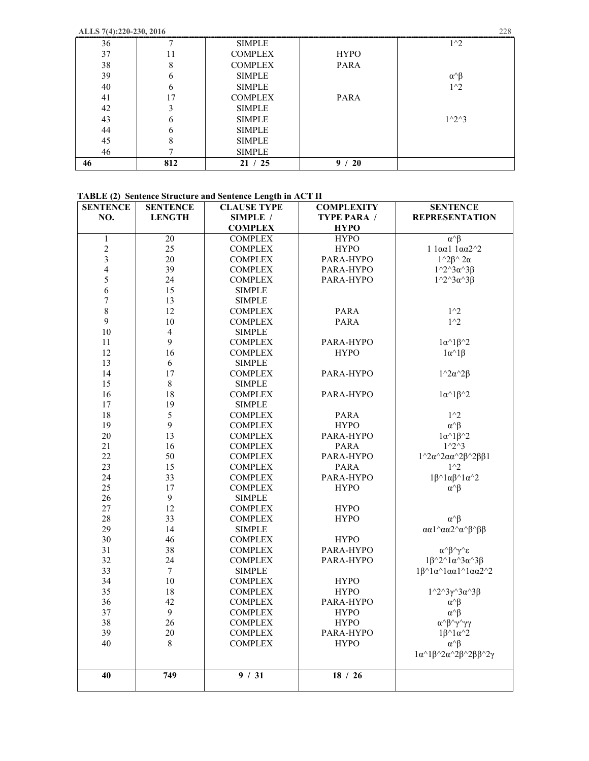| 36 | 7 | SIMPLE | | 1^2 |
|---|---|---|---|---|
| 37 | 11 | COMPLEX | HYPO | |
| 38 | 8 | COMPLEX | PARA | |
| 39 | 6 | SIMPLE | | α^β |
| 40 | 6 | SIMPLE | | 1^2 |
| 41 | 17 | COMPLEX | PARA | |
| 42 | 3 | SIMPLE | | |
| 43 | 6 | SIMPLE | | 1^2^3 |
| 44 | 6 | SIMPLE | | |
| 45 | 8 | SIMPLE | | |
| 46 | 7 | SIMPLE | | |
| **46** | **812** | **21 / 25** | **9 / 20** | |

**TABLE (2) Sentence Structure and Sentence Length in ACT II**

| SENTENCE NO. | SENTENCE LENGTH | CLAUSE TYPE SIMPLE / COMPLEX | COMPLEXITY TYPE PARA / HYPO | SENTENCE REPRESENTATION |
|---|---|---|---|---|
| 1 | 20 | COMPLEX | HYPO | α^β |
| 2 | 25 | COMPLEX | HYPO | 1 1αα1 1αα2^2 |
| 3 | 20 | COMPLEX | PARA-HYPO | 1^2β^ 2α |
| 4 | 39 | COMPLEX | PARA-HYPO | 1^2^3α^3β |
| 5 | 24 | COMPLEX | PARA-HYPO | 1^2^3α^3β |
| 6 | 15 | SIMPLE | | |
| 7 | 13 | SIMPLE | | |
| 8 | 12 | COMPLEX | PARA | 1^2 |
| 9 | 10 | COMPLEX | PARA | 1^2 |
| 10 | 4 | SIMPLE | | |
| 11 | 9 | COMPLEX | PARA-HYPO | 1α^1β^2 |
| 12 | 16 | COMPLEX | HYPO | 1α^1β |
| 13 | 6 | SIMPLE | | |
| 14 | 17 | COMPLEX | PARA-HYPO | 1^2α^2β |
| 15 | 8 | SIMPLE | | |
| 16 | 18 | COMPLEX | PARA-HYPO | 1α^1β^2 |
| 17 | 19 | SIMPLE | | |
| 18 | 5 | COMPLEX | PARA | 1^2 |
| 19 | 9 | COMPLEX | HYPO | α^β |
| 20 | 13 | COMPLEX | PARA-HYPO | 1α^1β^2 |
| 21 | 16 | COMPLEX | PARA | 1^2^3 |
| 22 | 50 | COMPLEX | PARA-HYPO | 1^2α^2αα^2β^2ββ1 |
| 23 | 15 | COMPLEX | PARA | 1^2 |
| 24 | 33 | COMPLEX | PARA-HYPO | 1β^1αβ^1α^2 |
| 25 | 17 | COMPLEX | HYPO | α^β |
| 26 | 9 | SIMPLE | | |
| 27 | 12 | COMPLEX | HYPO | |
| 28 | 33 | COMPLEX | HYPO | α^β |
| 29 | 14 | SIMPLE | | αα1^αα2^α^β^ββ |
| 30 | 46 | COMPLEX | HYPO | |
| 31 | 38 | COMPLEX | PARA-HYPO | α^β^γ^ε |
| 32 | 24 | COMPLEX | PARA-HYPO | 1β^2^1α^3α^3β |
| 33 | 7 | SIMPLE | | 1β^1α^1αα1^1αα2^2 |
| 34 | 10 | COMPLEX | HYPO | |
| 35 | 18 | COMPLEX | HYPO | 1^2^3γ^3α^3β |
| 36 | 42 | COMPLEX | PARA-HYPO | α^β |
| 37 | 9 | COMPLEX | HYPO | α^β |
| 38 | 26 | COMPLEX | HYPO | α^β^γ^γγ |
| 39 | 20 | COMPLEX | PARA-HYPO | 1β^1α^2 |
| 40 | 8 | COMPLEX | HYPO | α^β |
| | | | | 1α^1β^2α^2β^2ββ^2γ |
| **40** | **749** | **9 / 31** | **18 / 26** | |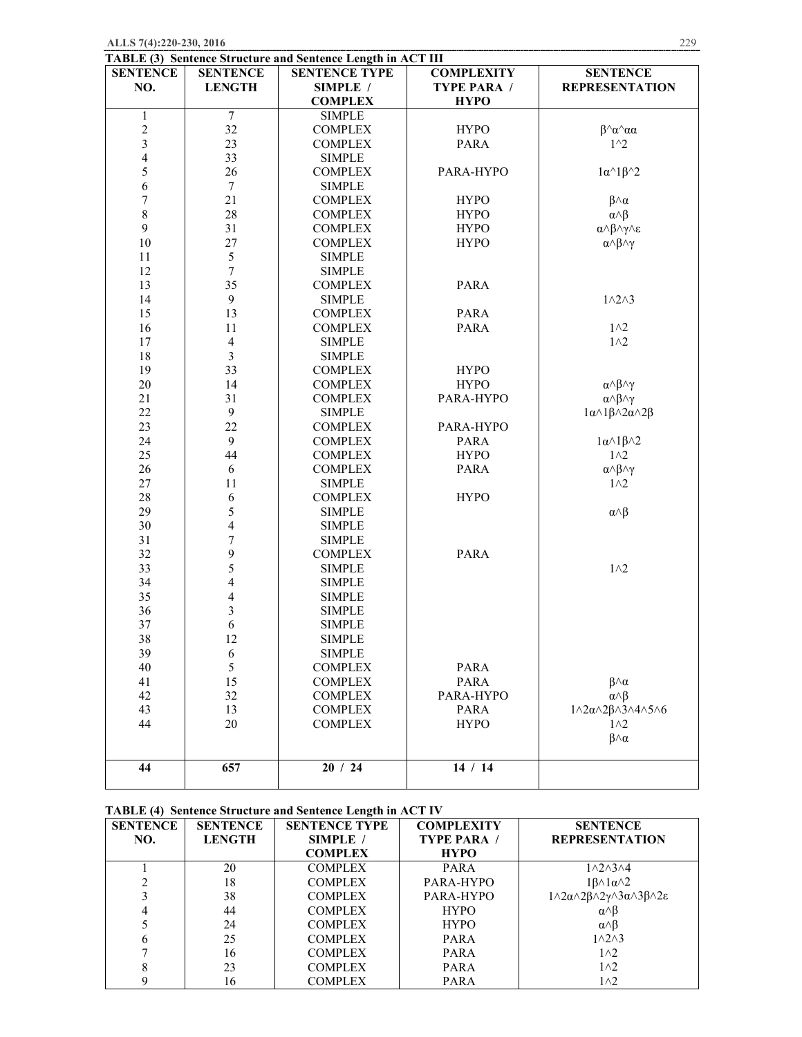**TABLE (3) Sentence Structure and Sentence Length in ACT III**

| SENTENCE NO. | SENTENCE LENGTH | SENTENCE TYPE SIMPLE / COMPLEX | COMPLEXITY TYPE PARA / HYPO | SENTENCE REPRESENTATION |
|---|---|---|---|---|
| 1 | 7 | SIMPLE | | |
| 2 | 32 | COMPLEX | HYPO | β^α^αα |
| 3 | 23 | COMPLEX | PARA | 1^2 |
| 4 | 33 | SIMPLE | | |
| 5 | 26 | COMPLEX | PARA-HYPO | 1α^1β^2 |
| 6 | 7 | SIMPLE | | |
| 7 | 21 | COMPLEX | HYPO | β^α |
| 8 | 28 | COMPLEX | HYPO | α^β |
| 9 | 31 | COMPLEX | HYPO | α^β^γ^ε |
| 10 | 27 | COMPLEX | HYPO | α^β^γ |
| 11 | 5 | SIMPLE | | |
| 12 | 7 | SIMPLE | | |
| 13 | 35 | COMPLEX | PARA | |
| 14 | 9 | SIMPLE | | 1^2^3 |
| 15 | 13 | COMPLEX | PARA | |
| 16 | 11 | COMPLEX | PARA | 1^2 |
| 17 | 4 | SIMPLE | | 1^2 |
| 18 | 3 | SIMPLE | | |
| 19 | 33 | COMPLEX | HYPO | |
| 20 | 14 | COMPLEX | HYPO | α^β^γ |
| 21 | 31 | COMPLEX | PARA-HYPO | α^β^γ |
| 22 | 9 | SIMPLE | | 1α^1β^2α^2β |
| 23 | 22 | COMPLEX | PARA-HYPO | |
| 24 | 9 | COMPLEX | PARA | 1α^1β^2 |
| 25 | 44 | COMPLEX | HYPO | 1^2 |
| 26 | 6 | COMPLEX | PARA | α^β^γ |
| 27 | 11 | SIMPLE | | 1^2 |
| 28 | 6 | COMPLEX | HYPO | |
| 29 | 5 | SIMPLE | | α^β |
| 30 | 4 | SIMPLE | | |
| 31 | 7 | SIMPLE | | |
| 32 | 9 | COMPLEX | PARA | |
| 33 | 5 | SIMPLE | | 1^2 |
| 34 | 4 | SIMPLE | | |
| 35 | 4 | SIMPLE | | |
| 36 | 3 | SIMPLE | | |
| 37 | 6 | SIMPLE | | |
| 38 | 12 | SIMPLE | | |
| 39 | 6 | SIMPLE | | |
| 40 | 5 | COMPLEX | PARA | |
| 41 | 15 | COMPLEX | PARA | β^α |
| 42 | 32 | COMPLEX | PARA-HYPO | α^β |
| 43 | 13 | COMPLEX | PARA | 1^2α^2β^3^4^5^6 |
| 44 | 20 | COMPLEX | HYPO | 1^2 |
| | | | | β^α |
| 44 | 657 | 20 / 24 | 14 / 14 | |

**TABLE (4) Sentence Structure and Sentence Length in ACT IV**

| SENTENCE NO. | SENTENCE LENGTH | SENTENCE TYPE SIMPLE / COMPLEX | COMPLEXITY TYPE PARA / HYPO | SENTENCE REPRESENTATION |
|---|---|---|---|---|
| 1 | 20 | COMPLEX | PARA | 1^2^3^4 |
| 2 | 18 | COMPLEX | PARA-HYPO | 1β^1α^2 |
| 3 | 38 | COMPLEX | PARA-HYPO | 1^2α^2β^2γ^3α^3β^2ε |
| 4 | 44 | COMPLEX | HYPO | α^β |
| 5 | 24 | COMPLEX | HYPO | α^β |
| 6 | 25 | COMPLEX | PARA | 1^2^3 |
| 7 | 16 | COMPLEX | PARA | 1^2 |
| 8 | 23 | COMPLEX | PARA | 1^2 |
| 9 | 16 | COMPLEX | PARA | 1^2 |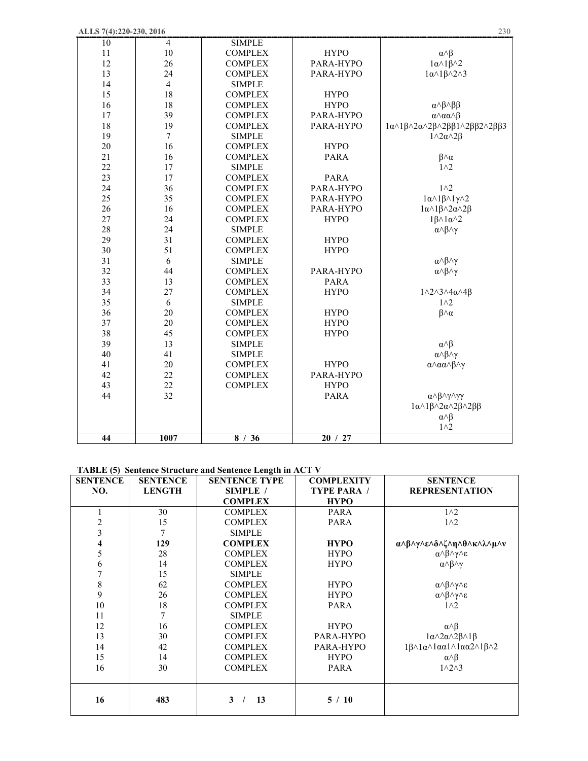| | | | | |
|---|---|---|---|---|
| 10 | 4 | SIMPLE | | |
| 11 | 10 | COMPLEX | HYPO | α^β |
| 12 | 26 | COMPLEX | PARA-HYPO | 1α^1β^2 |
| 13 | 24 | COMPLEX | PARA-HYPO | 1α^1β^2^3 |
| 14 | 4 | SIMPLE | | |
| 15 | 18 | COMPLEX | HYPO | |
| 16 | 18 | COMPLEX | HYPO | α^β^ββ |
| 17 | 39 | COMPLEX | PARA-HYPO | α^αα^β |
| 18 | 19 | COMPLEX | PARA-HYPO | 1α^1β^2α^2β^2ββ1^2ββ2^2ββ3 |
| 19 | 7 | SIMPLE | | 1^2α^2β |
| 20 | 16 | COMPLEX | HYPO | |
| 21 | 16 | COMPLEX | PARA | β^α |
| 22 | 17 | SIMPLE | | 1^2 |
| 23 | 17 | COMPLEX | PARA | |
| 24 | 36 | COMPLEX | PARA-HYPO | 1^2 |
| 25 | 35 | COMPLEX | PARA-HYPO | 1α^1β^1γ^2 |
| 26 | 16 | COMPLEX | PARA-HYPO | 1α^1β^2α^2β |
| 27 | 24 | COMPLEX | HYPO | 1β^1α^2 |
| 28 | 24 | SIMPLE | | α^β^γ |
| 29 | 31 | COMPLEX | HYPO | |
| 30 | 51 | COMPLEX | HYPO | |
| 31 | 6 | SIMPLE | | α^β^γ |
| 32 | 44 | COMPLEX | PARA-HYPO | α^β^γ |
| 33 | 13 | COMPLEX | PARA | |
| 34 | 27 | COMPLEX | HYPO | 1^2^3^4α^4β |
| 35 | 6 | SIMPLE | | 1^2 |
| 36 | 20 | COMPLEX | HYPO | β^α |
| 37 | 20 | COMPLEX | HYPO | |
| 38 | 45 | COMPLEX | HYPO | |
| 39 | 13 | SIMPLE | | α^β |
| 40 | 41 | SIMPLE | | α^β^γ |
| 41 | 20 | COMPLEX | HYPO | α^αα^β^γ |
| 42 | 22 | COMPLEX | PARA-HYPO | |
| 43 | 22 | COMPLEX | HYPO | |
| 44 | 32 | | PARA | α^β^γ^γγ |
| | | | | 1α^1β^2α^2β^2ββ |
| | | | | α^β |
| | | | | 1^2 |
| **44** | **1007** | **8 / 36** | **20 / 27** | |

**TABLE (5) Sentence Structure and Sentence Length in ACT V**

| SENTENCE NO. | SENTENCE LENGTH | SENTENCE TYPE SIMPLE / COMPLEX | COMPLEXITY TYPE PARA / HYPO | SENTENCE REPRESENTATION |
|---|---|---|---|---|
| 1 | 30 | COMPLEX | PARA | 1^2 |
| 2 | 15 | COMPLEX | PARA | 1^2 |
| 3 | 7 | SIMPLE | | |
| **4** | **129** | **COMPLEX** | **HYPO** | **α^β^γ^ε^δ^ζ^η^θ^κ^λ^μ^ν** |
| 5 | 28 | COMPLEX | HYPO | α^β^γ^ε |
| 6 | 14 | COMPLEX | HYPO | α^β^γ |
| 7 | 15 | SIMPLE | | |
| 8 | 62 | COMPLEX | HYPO | α^β^γ^ε |
| 9 | 26 | COMPLEX | HYPO | α^β^γ^ε |
| 10 | 18 | COMPLEX | PARA | 1^2 |
| 11 | 7 | SIMPLE | | |
| 12 | 16 | COMPLEX | HYPO | α^β |
| 13 | 30 | COMPLEX | PARA-HYPO | 1α^2α^2β^1β |
| 14 | 42 | COMPLEX | PARA-HYPO | 1β^1α^1αα1^1αα2^1β^2 |
| 15 | 14 | COMPLEX | HYPO | α^β |
| 16 | 30 | COMPLEX | PARA | 1^2^3 |
| **16** | **483** | **3 / 13** | **5 / 10** | |